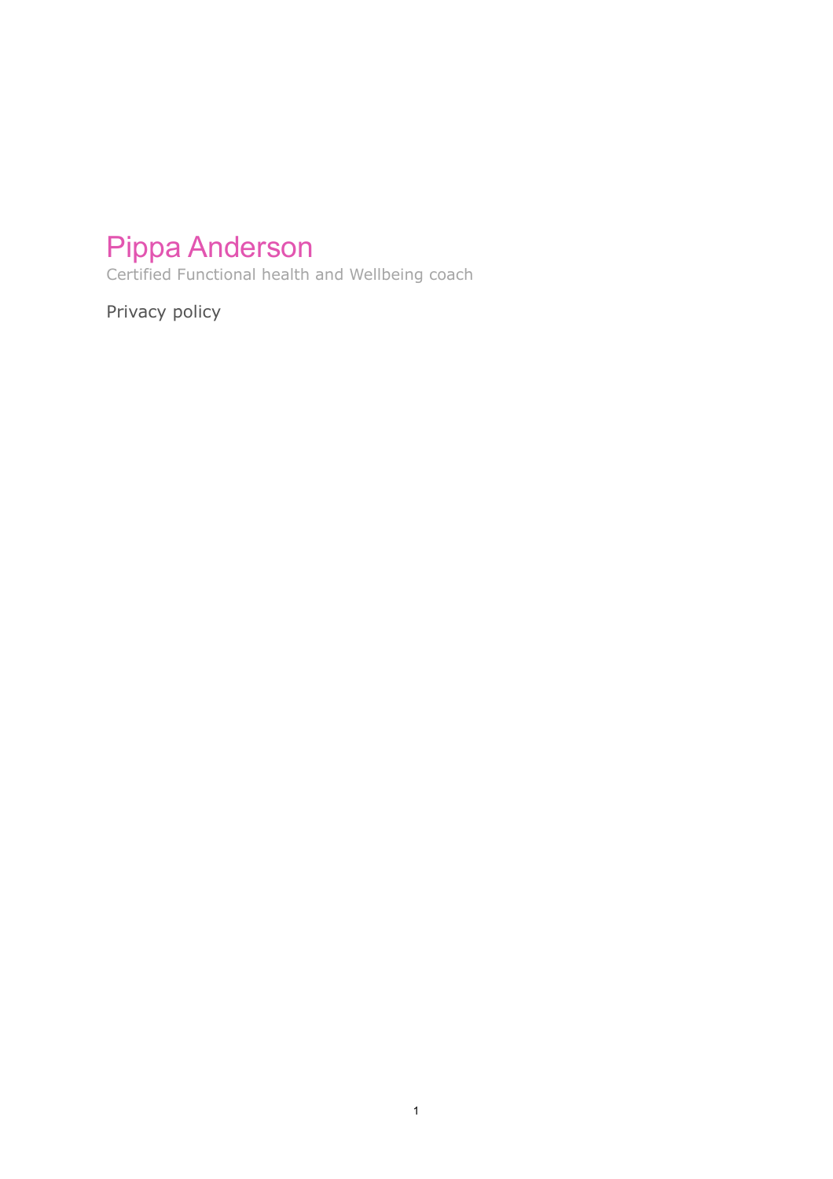# Pippa Anderson

Certified Functional health and Wellbeing coach

Privacy policy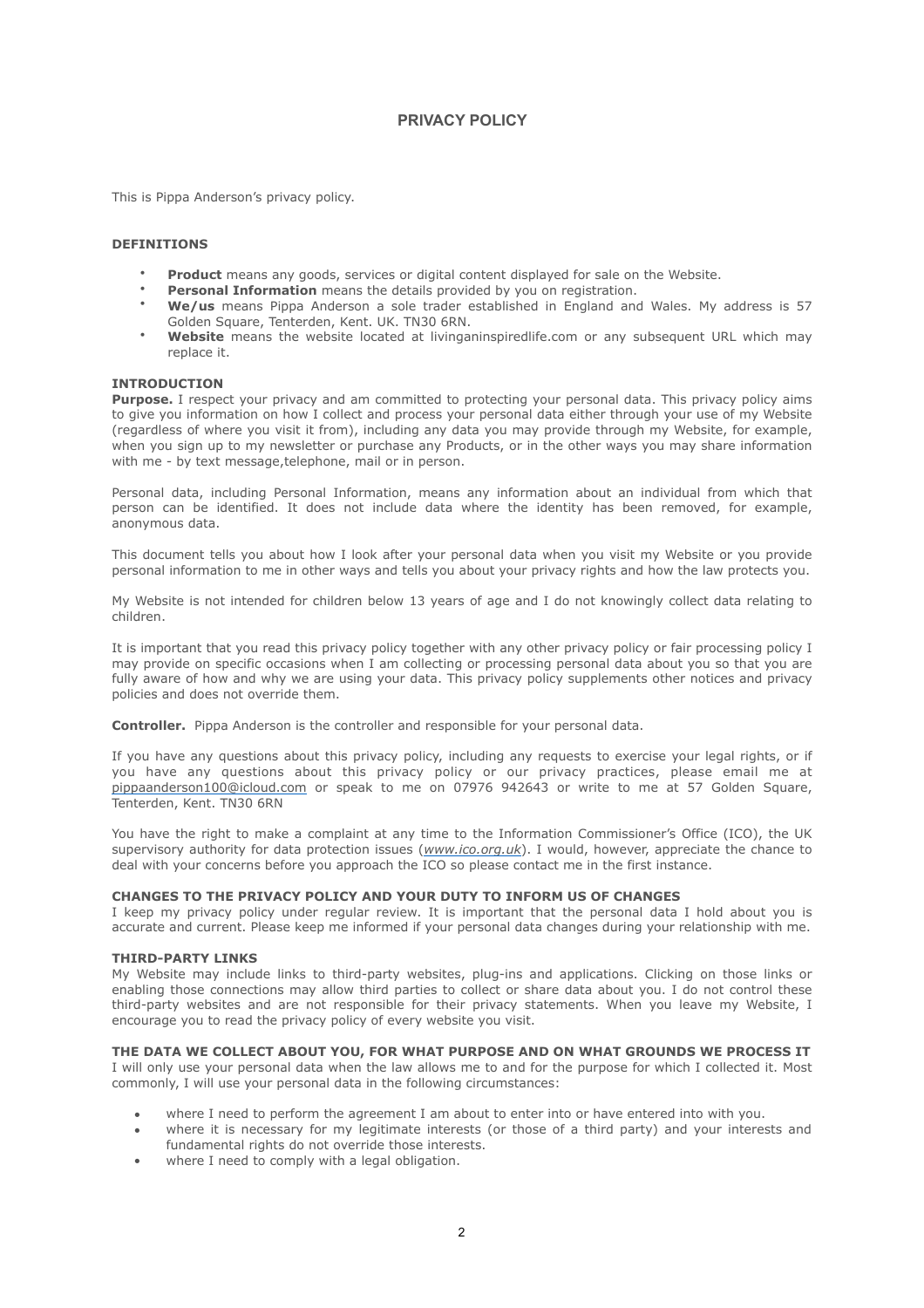## PRIVACY POLICY

This is Pippa Anderson's privacy policy.

### DEFINITIONS

- **Product** means any goods, services or digital content displayed for sale on the Website.
- **Personal Information** means the details provided by you on registration.
- **We/us** means Pippa Anderson a sole trader established in England and Wales. My address is 57 Golden Square, Tenterden, Kent. UK. TN30 6RN.
- **Website** means the website located at livinganinspiredlife.com or any subsequent URL which may replace it.

### INTRODUCTION

**Purpose.** I respect your privacy and am committed to protecting your personal data. This privacy policy aims to give you information on how I collect and process your personal data either through your use of my Website (regardless of where you visit it from), including any data you may provide through my Website, for example, when you sign up to my newsletter or purchase any Products, or in the other ways you may share information with me - by text message,telephone, mail or in person.

Personal data, including Personal Information, means any information about an individual from which that person can be identified. It does not include data where the identity has been removed, for example, anonymous data.

This document tells you about how I look after your personal data when you visit my Website or you provide personal information to me in other ways and tells you about your privacy rights and how the law protects you.

My Website is not intended for children below 13 years of age and I do not knowingly collect data relating to children.

It is important that you read this privacy policy together with any other privacy policy or fair processing policy I may provide on specific occasions when I am collecting or processing personal data about you so that you are fully aware of how and why we are using your data. This privacy policy supplements other notices and privacy policies and does not override them.

**Controller.** Pippa Anderson is the controller and responsible for your personal data.

If you have any questions about this privacy policy, including any requests to exercise your legal rights, or if you have any questions about this privacy policy or our privacy practices, please email me at pippaanderson100@icloud.com or speak to me on 07976 942643 or write to me at 57 Golden Square, Tenterden, Kent. TN30 6RN

You have the right to make a complaint at any time to the Information Commissioner's Office (ICO), the UK supervisory authority for data protection issues (*www.ico.org.uk*). I would, however, appreciate the chance to deal with your concerns before you approach the ICO so please contact me in the first instance.

### CHANGES TO THE PRIVACY POLICY AND YOUR DUTY TO INFORM US OF CHANGES

I keep my privacy policy under regular review. It is important that the personal data I hold about you is accurate and current. Please keep me informed if your personal data changes during your relationship with me.

### THIRD-PARTY LINKS

My Website may include links to third-party websites, plug-ins and applications. Clicking on those links or enabling those connections may allow third parties to collect or share data about you. I do not control these third-party websites and are not responsible for their privacy statements. When you leave my Website, I encourage you to read the privacy policy of every website you visit.

### THE DATA WE COLLECT ABOUT YOU, FOR WHAT PURPOSE AND ON WHAT GROUNDS WE PROCESS IT

I will only use your personal data when the law allows me to and for the purpose for which I collected it. Most commonly, I will use your personal data in the following circumstances:

- where I need to perform the agreement I am about to enter into or have entered into with you.
- where it is necessary for my legitimate interests (or those of a third party) and your interests and fundamental rights do not override those interests.
- where I need to comply with a legal obligation.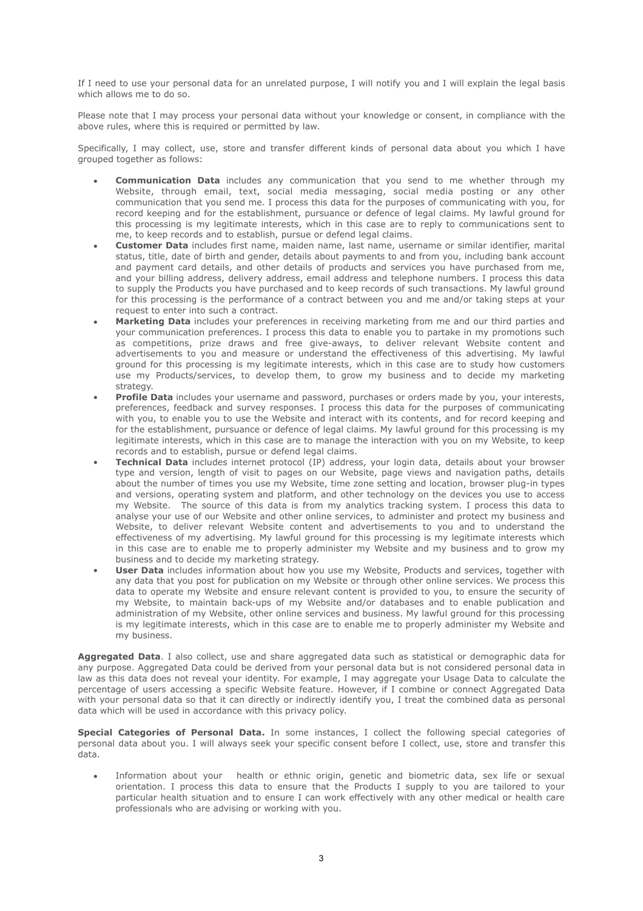If I need to use your personal data for an unrelated purpose, I will notify you and I will explain the legal basis which allows me to do so.

Please note that I may process your personal data without your knowledge or consent, in compliance with the above rules, where this is required or permitted by law.

Specifically, I may collect, use, store and transfer different kinds of personal data about you which I have grouped together as follows:

- **Communication Data** includes any communication that you send to me whether through my Website, through email, text, social media messaging, social media posting or any other communication that you send me. I process this data for the purposes of communicating with you, for record keeping and for the establishment, pursuance or defence of legal claims. My lawful ground for this processing is my legitimate interests, which in this case are to reply to communications sent to me, to keep records and to establish, pursue or defend legal claims.
- **Customer Data** includes first name, maiden name, last name, username or similar identifier, marital status, title, date of birth and gender, details about payments to and from you, including bank account and payment card details, and other details of products and services you have purchased from me, and your billing address, delivery address, email address and telephone numbers. I process this data to supply the Products you have purchased and to keep records of such transactions. My lawful ground for this processing is the performance of a contract between you and me and/or taking steps at your request to enter into such a contract.
- **Marketing Data** includes your preferences in receiving marketing from me and our third parties and your communication preferences. I process this data to enable you to partake in my promotions such as competitions, prize draws and free give-aways, to deliver relevant Website content and advertisements to you and measure or understand the effectiveness of this advertising. My lawful ground for this processing is my legitimate interests, which in this case are to study how customers use my Products/services, to develop them, to grow my business and to decide my marketing strategy.
- **Profile Data** includes your username and password, purchases or orders made by you, your interests, preferences, feedback and survey responses. I process this data for the purposes of communicating with you, to enable you to use the Website and interact with its contents, and for record keeping and for the establishment, pursuance or defence of legal claims. My lawful ground for this processing is my legitimate interests, which in this case are to manage the interaction with you on my Website, to keep records and to establish, pursue or defend legal claims.
- **Technical Data** includes internet protocol (IP) address, your login data, details about your browser type and version, length of visit to pages on our Website, page views and navigation paths, details about the number of times you use my Website, time zone setting and location, browser plug-in types and versions, operating system and platform, and other technology on the devices you use to access my Website. The source of this data is from my analytics tracking system. I process this data to analyse your use of our Website and other online services, to administer and protect my business and Website, to deliver relevant Website content and advertisements to you and to understand the effectiveness of my advertising. My lawful ground for this processing is my legitimate interests which in this case are to enable me to properly administer my Website and my business and to grow my business and to decide my marketing strategy.
- **User Data** includes information about how you use my Website, Products and services, together with any data that you post for publication on my Website or through other online services. We process this data to operate my Website and ensure relevant content is provided to you, to ensure the security of my Website, to maintain back-ups of my Website and/or databases and to enable publication and administration of my Website, other online services and business. My lawful ground for this processing is my legitimate interests, which in this case are to enable me to properly administer my Website and my business.

**Aggregated Data**. I also collect, use and share aggregated data such as statistical or demographic data for any purpose. Aggregated Data could be derived from your personal data but is not considered personal data in law as this data does not reveal your identity. For example, I may aggregate your Usage Data to calculate the percentage of users accessing a specific Website feature. However, if I combine or connect Aggregated Data with your personal data so that it can directly or indirectly identify you, I treat the combined data as personal data which will be used in accordance with this privacy policy.

**Special Categories of Personal Data.** In some instances, I collect the following special categories of personal data about you. I will always seek your specific consent before I collect, use, store and transfer this data.

- Information about your health or ethnic origin, genetic and biometric data, sex life or sexual orientation. I process this data to ensure that the Products I supply to you are tailored to your particular health situation and to ensure I can work effectively with any other medical or health care professionals who are advising or working with you.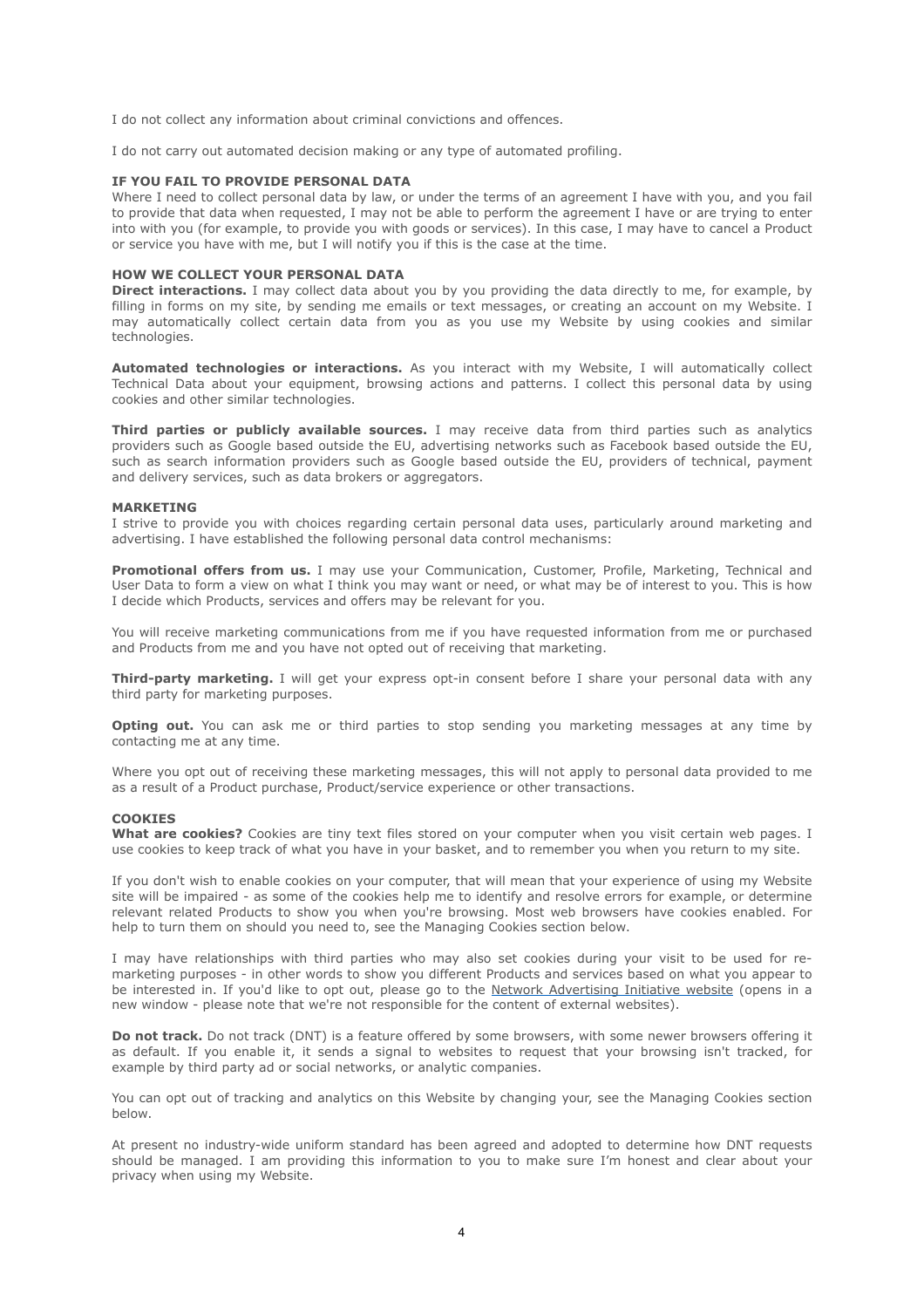I do not collect any information about criminal convictions and offences.

I do not carry out automated decision making or any type of automated profiling.

**IF YOU FAIL TO PROVIDE PERSONAL DATA**

Where I need to collect personal data by law, or under the terms of an agreement I have with you, and you fail to provide that data when requested, I may not be able to perform the agreement I have or are trying to enter into with you (for example, to provide you with goods or services). In this case, I may have to cancel a Product or service you have with me, but I will notify you if this is the case at the time.

**HOW WE COLLECT YOUR PERSONAL DATA**

**Direct interactions.** I may collect data about you by you providing the data directly to me, for example, by filling in forms on my site, by sending me emails or text messages, or creating an account on my Website. I may automatically collect certain data from you as you use my Website by using cookies and similar technologies.

**Automated technologies or interactions.** As you interact with my Website, I will automatically collect Technical Data about your equipment, browsing actions and patterns. I collect this personal data by using cookies and other similar technologies.

**Third parties or publicly available sources.** I may receive data from third parties such as analytics providers such as Google based outside the EU, advertising networks such as Facebook based outside the EU, such as search information providers such as Google based outside the EU, providers of technical, payment and delivery services, such as data brokers or aggregators.

**MARKETING**

I strive to provide you with choices regarding certain personal data uses, particularly around marketing and advertising. I have established the following personal data control mechanisms:

**Promotional offers from us.** I may use your Communication, Customer, Profile, Marketing, Technical and User Data to form a view on what I think you may want or need, or what may be of interest to you. This is how I decide which Products, services and offers may be relevant for you.

You will receive marketing communications from me if you have requested information from me or purchased and Products from me and you have not opted out of receiving that marketing.

**Third-party marketing.** I will get your express opt-in consent before I share your personal data with any third party for marketing purposes.

**Opting out.** You can ask me or third parties to stop sending you marketing messages at any time by contacting me at any time.

Where you opt out of receiving these marketing messages, this will not apply to personal data provided to me as a result of a Product purchase, Product/service experience or other transactions.

**COOKIES**

**What are cookies?** Cookies are tiny text files stored on your computer when you visit certain web pages. I use cookies to keep track of what you have in your basket, and to remember you when you return to my site.

If you don't wish to enable cookies on your computer, that will mean that your experience of using my Website site will be impaired - as some of the cookies help me to identify and resolve errors for example, or determine relevant related Products to show you when you're browsing. Most web browsers have cookies enabled. For help to turn them on should you need to, see the Managing Cookies section below.

I may have relationships with third parties who may also set cookies during your visit to be used for re-marketing purposes - in other words to show you different Products and services based on what you appear to be interested in. If you'd like to opt out, please go to the Network Advertising Initiative website (opens in a new window - please note that we're not responsible for the content of external websites).

**Do not track.** Do not track (DNT) is a feature offered by some browsers, with some newer browsers offering it as default. If you enable it, it sends a signal to websites to request that your browsing isn't tracked, for example by third party ad or social networks, or analytic companies.

You can opt out of tracking and analytics on this Website by changing your, see the Managing Cookies section below.

At present no industry-wide uniform standard has been agreed and adopted to determine how DNT requests should be managed. I am providing this information to you to make sure I'm honest and clear about your privacy when using my Website.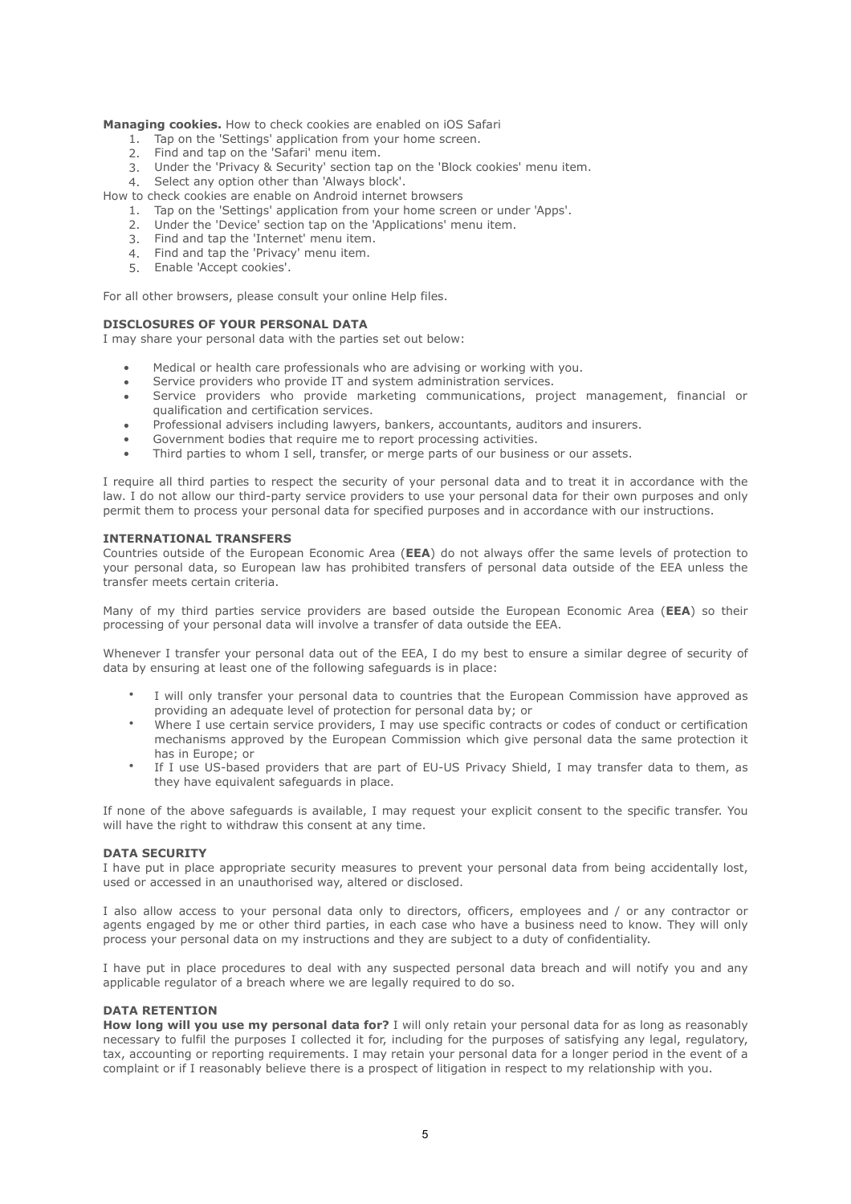**Managing cookies.** How to check cookies are enabled on iOS Safari

1. Tap on the 'Settings' application from your home screen.
2. Find and tap on the 'Safari' menu item.
3. Under the 'Privacy & Security' section tap on the 'Block cookies' menu item.
4. Select any option other than 'Always block'.

How to check cookies are enable on Android internet browsers

1. Tap on the 'Settings' application from your home screen or under 'Apps'.
2. Under the 'Device' section tap on the 'Applications' menu item.
3. Find and tap the 'Internet' menu item.
4. Find and tap the 'Privacy' menu item.
5. Enable 'Accept cookies'.

For all other browsers, please consult your online Help files.

**DISCLOSURES OF YOUR PERSONAL DATA**

I may share your personal data with the parties set out below:

- Medical or health care professionals who are advising or working with you.
- Service providers who provide IT and system administration services.
- Service providers who provide marketing communications, project management, financial or qualification and certification services.
- Professional advisers including lawyers, bankers, accountants, auditors and insurers.
- Government bodies that require me to report processing activities.
- Third parties to whom I sell, transfer, or merge parts of our business or our assets.

I require all third parties to respect the security of your personal data and to treat it in accordance with the law. I do not allow our third-party service providers to use your personal data for their own purposes and only permit them to process your personal data for specified purposes and in accordance with our instructions.

**INTERNATIONAL TRANSFERS**

Countries outside of the European Economic Area (**EEA**) do not always offer the same levels of protection to your personal data, so European law has prohibited transfers of personal data outside of the EEA unless the transfer meets certain criteria.

Many of my third parties service providers are based outside the European Economic Area (**EEA**) so their processing of your personal data will involve a transfer of data outside the EEA.

Whenever I transfer your personal data out of the EEA, I do my best to ensure a similar degree of security of data by ensuring at least one of the following safeguards is in place:

- I will only transfer your personal data to countries that the European Commission have approved as providing an adequate level of protection for personal data by; or
- Where I use certain service providers, I may use specific contracts or codes of conduct or certification mechanisms approved by the European Commission which give personal data the same protection it has in Europe; or
- If I use US-based providers that are part of EU-US Privacy Shield, I may transfer data to them, as they have equivalent safeguards in place.

If none of the above safeguards is available, I may request your explicit consent to the specific transfer. You will have the right to withdraw this consent at any time.

**DATA SECURITY**

I have put in place appropriate security measures to prevent your personal data from being accidentally lost, used or accessed in an unauthorised way, altered or disclosed.

I also allow access to your personal data only to directors, officers, employees and / or any contractor or agents engaged by me or other third parties, in each case who have a business need to know. They will only process your personal data on my instructions and they are subject to a duty of confidentiality.

I have put in place procedures to deal with any suspected personal data breach and will notify you and any applicable regulator of a breach where we are legally required to do so.

**DATA RETENTION**

**How long will you use my personal data for?** I will only retain your personal data for as long as reasonably necessary to fulfil the purposes I collected it for, including for the purposes of satisfying any legal, regulatory, tax, accounting or reporting requirements. I may retain your personal data for a longer period in the event of a complaint or if I reasonably believe there is a prospect of litigation in respect to my relationship with you.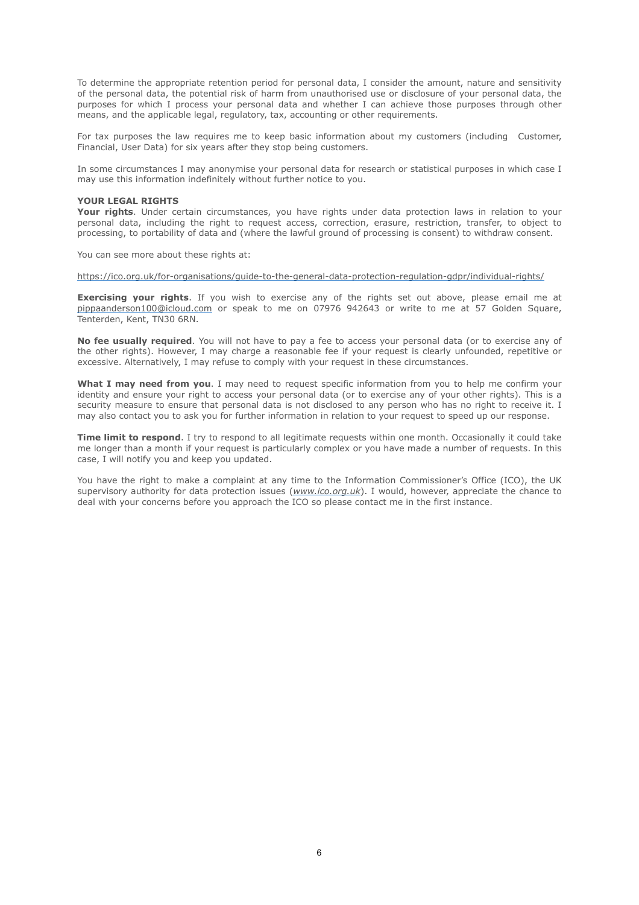To determine the appropriate retention period for personal data, I consider the amount, nature and sensitivity of the personal data, the potential risk of harm from unauthorised use or disclosure of your personal data, the purposes for which I process your personal data and whether I can achieve those purposes through other means, and the applicable legal, regulatory, tax, accounting or other requirements.

For tax purposes the law requires me to keep basic information about my customers (including Customer, Financial, User Data) for six years after they stop being customers.

In some circumstances I may anonymise your personal data for research or statistical purposes in which case I may use this information indefinitely without further notice to you.

**YOUR LEGAL RIGHTS**

**Your rights**. Under certain circumstances, you have rights under data protection laws in relation to your personal data, including the right to request access, correction, erasure, restriction, transfer, to object to processing, to portability of data and (where the lawful ground of processing is consent) to withdraw consent.

You can see more about these rights at:

https://ico.org.uk/for-organisations/guide-to-the-general-data-protection-regulation-gdpr/individual-rights/

**Exercising your rights**. If you wish to exercise any of the rights set out above, please email me at pippaanderson100@icloud.com or speak to me on 07976 942643 or write to me at 57 Golden Square, Tenterden, Kent, TN30 6RN.

**No fee usually required**. You will not have to pay a fee to access your personal data (or to exercise any of the other rights). However, I may charge a reasonable fee if your request is clearly unfounded, repetitive or excessive. Alternatively, I may refuse to comply with your request in these circumstances.

**What I may need from you**. I may need to request specific information from you to help me confirm your identity and ensure your right to access your personal data (or to exercise any of your other rights). This is a security measure to ensure that personal data is not disclosed to any person who has no right to receive it. I may also contact you to ask you for further information in relation to your request to speed up our response.

**Time limit to respond**. I try to respond to all legitimate requests within one month. Occasionally it could take me longer than a month if your request is particularly complex or you have made a number of requests. In this case, I will notify you and keep you updated.

You have the right to make a complaint at any time to the Information Commissioner's Office (ICO), the UK supervisory authority for data protection issues (*www.ico.org.uk*). I would, however, appreciate the chance to deal with your concerns before you approach the ICO so please contact me in the first instance.